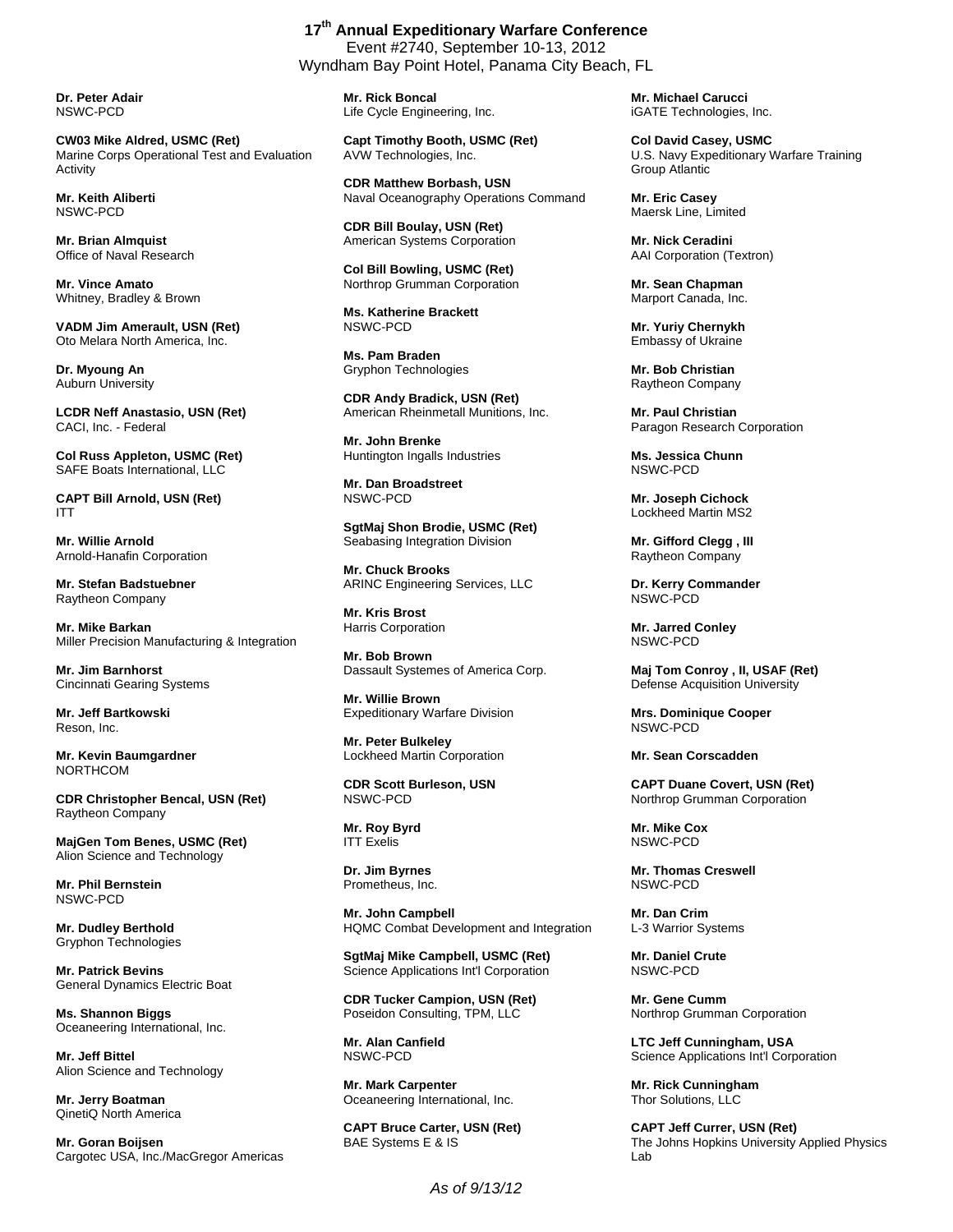**17th Annual Expeditionary Warfare Conference**
Event #2740, September 10-13, 2012
Wyndham Bay Point Hotel, Panama City Beach, FL

**Dr. Peter Adair**
NSWC-PCD

**CW03 Mike Aldred, USMC (Ret)**
Marine Corps Operational Test and Evaluation Activity

**Mr. Keith Aliberti**
NSWC-PCD

**Mr. Brian Almquist**
Office of Naval Research

**Mr. Vince Amato**
Whitney, Bradley & Brown

**VADM Jim Amerault, USN (Ret)**
Oto Melara North America, Inc.

**Dr. Myoung An**
Auburn University

**LCDR Neff Anastasio, USN (Ret)**
CACI, Inc. - Federal

**Col Russ Appleton, USMC (Ret)**
SAFE Boats International, LLC

**CAPT Bill Arnold, USN (Ret)**
ITT

**Mr. Willie Arnold**
Arnold-Hanafin Corporation

**Mr. Stefan Badstuebner**
Raytheon Company

**Mr. Mike Barkan**
Miller Precision Manufacturing & Integration

**Mr. Jim Barnhorst**
Cincinnati Gearing Systems

**Mr. Jeff Bartkowski**
Reson, Inc.

**Mr. Kevin Baumgardner**
NORTHCOM

**CDR Christopher Bencal, USN (Ret)**
Raytheon Company

**MajGen Tom Benes, USMC (Ret)**
Alion Science and Technology

**Mr. Phil Bernstein**
NSWC-PCD

**Mr. Dudley Berthold**
Gryphon Technologies

**Mr. Patrick Bevins**
General Dynamics Electric Boat

**Ms. Shannon Biggs**
Oceaneering International, Inc.

**Mr. Jeff Bittel**
Alion Science and Technology

**Mr. Jerry Boatman**
QinetiQ North America

**Mr. Goran Boijsen**
Cargotec USA, Inc./MacGregor Americas

**Mr. Rick Boncal**
Life Cycle Engineering, Inc.

**Capt Timothy Booth, USMC (Ret)**
AVW Technologies, Inc.

**CDR Matthew Borbash, USN**
Naval Oceanography Operations Command

**CDR Bill Boulay, USN (Ret)**
American Systems Corporation

**Col Bill Bowling, USMC (Ret)**
Northrop Grumman Corporation

**Ms. Katherine Brackett**
NSWC-PCD

**Ms. Pam Braden**
Gryphon Technologies

**CDR Andy Bradick, USN (Ret)**
American Rheinmetall Munitions, Inc.

**Mr. John Brenke**
Huntington Ingalls Industries

**Mr. Dan Broadstreet**
NSWC-PCD

**SgtMaj Shon Brodie, USMC (Ret)**
Seabasing Integration Division

**Mr. Chuck Brooks**
ARINC Engineering Services, LLC

**Mr. Kris Brost**
Harris Corporation

**Mr. Bob Brown**
Dassault Systemes of America Corp.

**Mr. Willie Brown**
Expeditionary Warfare Division

**Mr. Peter Bulkeley**
Lockheed Martin Corporation

**CDR Scott Burleson, USN**
NSWC-PCD

**Mr. Roy Byrd**
ITT Exelis

**Dr. Jim Byrnes**
Prometheus, Inc.

**Mr. John Campbell**
HQMC Combat Development and Integration

**SgtMaj Mike Campbell, USMC (Ret)**
Science Applications Int'l Corporation

**CDR Tucker Campion, USN (Ret)**
Poseidon Consulting, TPM, LLC

**Mr. Alan Canfield**
NSWC-PCD

**Mr. Mark Carpenter**
Oceaneering International, Inc.

**CAPT Bruce Carter, USN (Ret)**
BAE Systems E & IS

**Mr. Michael Carucci**
iGATE Technologies, Inc.

**Col David Casey, USMC**
U.S. Navy Expeditionary Warfare Training Group Atlantic

**Mr. Eric Casey**
Maersk Line, Limited

**Mr. Nick Ceradini**
AAI Corporation (Textron)

**Mr. Sean Chapman**
Marport Canada, Inc.

**Mr. Yuriy Chernykh**
Embassy of Ukraine

**Mr. Bob Christian**
Raytheon Company

**Mr. Paul Christian**
Paragon Research Corporation

**Ms. Jessica Chunn**
NSWC-PCD

**Mr. Joseph Cichock**
Lockheed Martin MS2

**Mr. Gifford Clegg , III**
Raytheon Company

**Dr. Kerry Commander**
NSWC-PCD

**Mr. Jarred Conley**
NSWC-PCD

**Maj Tom Conroy , II, USAF (Ret)**
Defense Acquisition University

**Mrs. Dominique Cooper**
NSWC-PCD

**Mr. Sean Corscadden**

**CAPT Duane Covert, USN (Ret)**
Northrop Grumman Corporation

**Mr. Mike Cox**
NSWC-PCD

**Mr. Thomas Creswell**
NSWC-PCD

**Mr. Dan Crim**
L-3 Warrior Systems

**Mr. Daniel Crute**
NSWC-PCD

**Mr. Gene Cumm**
Northrop Grumman Corporation

**LTC Jeff Cunningham, USA**
Science Applications Int'l Corporation

**Mr. Rick Cunningham**
Thor Solutions, LLC

**CAPT Jeff Currer, USN (Ret)**
The Johns Hopkins University Applied Physics Lab

*As of 9/13/12*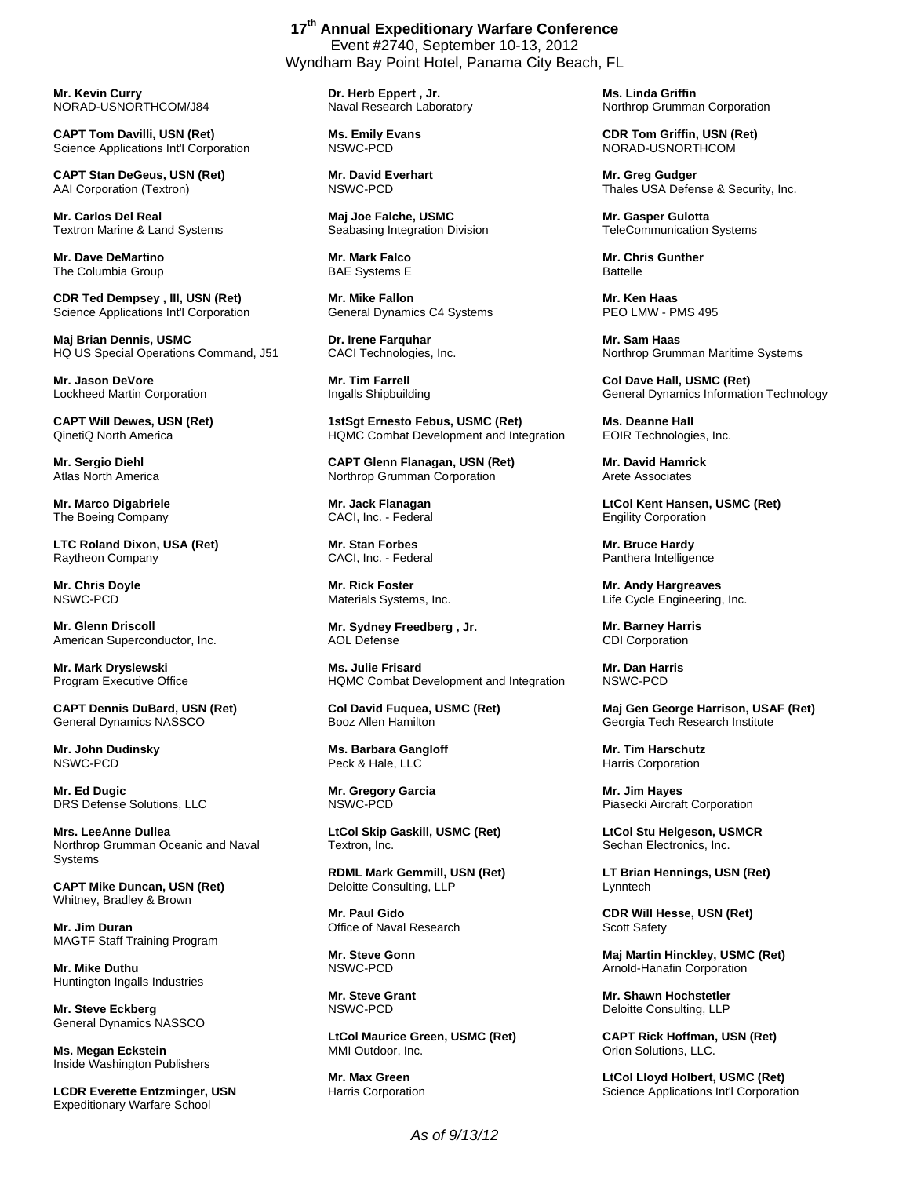**17th Annual Expeditionary Warfare Conference**
Event #2740, September 10-13, 2012
Wyndham Bay Point Hotel, Panama City Beach, FL

**Mr. Kevin Curry**
NORAD-USNORTHCOM/J84

**CAPT Tom Davilli, USN (Ret)**
Science Applications Int'l Corporation

**CAPT Stan DeGeus, USN (Ret)**
AAI Corporation (Textron)

**Mr. Carlos Del Real**
Textron Marine & Land Systems

**Mr. Dave DeMartino**
The Columbia Group

**CDR Ted Dempsey , III, USN (Ret)**
Science Applications Int'l Corporation

**Maj Brian Dennis, USMC**
HQ US Special Operations Command, J51

**Mr. Jason DeVore**
Lockheed Martin Corporation

**CAPT Will Dewes, USN (Ret)**
QinetiQ North America

**Mr. Sergio Diehl**
Atlas North America

**Mr. Marco Digabriele**
The Boeing Company

**LTC Roland Dixon, USA (Ret)**
Raytheon Company

**Mr. Chris Doyle**
NSWC-PCD

**Mr. Glenn Driscoll**
American Superconductor, Inc.

**Mr. Mark Dryslewski**
Program Executive Office

**CAPT Dennis DuBard, USN (Ret)**
General Dynamics NASSCO

**Mr. John Dudinsky**
NSWC-PCD

**Mr. Ed Dugic**
DRS Defense Solutions, LLC

**Mrs. LeeAnne Dullea**
Northrop Grumman Oceanic and Naval Systems

**CAPT Mike Duncan, USN (Ret)**
Whitney, Bradley & Brown

**Mr. Jim Duran**
MAGTF Staff Training Program

**Mr. Mike Duthu**
Huntington Ingalls Industries

**Mr. Steve Eckberg**
General Dynamics NASSCO

**Ms. Megan Eckstein**
Inside Washington Publishers

**LCDR Everette Entzminger, USN**
Expeditionary Warfare School

**Dr. Herb Eppert , Jr.**
Naval Research Laboratory

**Ms. Emily Evans**
NSWC-PCD

**Mr. David Everhart**
NSWC-PCD

**Maj Joe Falche, USMC**
Seabasing Integration Division

**Mr. Mark Falco**
BAE Systems E

**Mr. Mike Fallon**
General Dynamics C4 Systems

**Dr. Irene Farquhar**
CACI Technologies, Inc.

**Mr. Tim Farrell**
Ingalls Shipbuilding

**1stSgt Ernesto Febus, USMC (Ret)**
HQMC Combat Development and Integration

**CAPT Glenn Flanagan, USN (Ret)**
Northrop Grumman Corporation

**Mr. Jack Flanagan**
CACI, Inc. - Federal

**Mr. Stan Forbes**
CACI, Inc. - Federal

**Mr. Rick Foster**
Materials Systems, Inc.

**Mr. Sydney Freedberg , Jr.**
AOL Defense

**Ms. Julie Frisard**
HQMC Combat Development and Integration

**Col David Fuquea, USMC (Ret)**
Booz Allen Hamilton

**Ms. Barbara Gangloff**
Peck & Hale, LLC

**Mr. Gregory Garcia**
NSWC-PCD

**LtCol Skip Gaskill, USMC (Ret)**
Textron, Inc.

**RDML Mark Gemmill, USN (Ret)**
Deloitte Consulting, LLP

**Mr. Paul Gido**
Office of Naval Research

**Mr. Steve Gonn**
NSWC-PCD

**Mr. Steve Grant**
NSWC-PCD

**LtCol Maurice Green, USMC (Ret)**
MMI Outdoor, Inc.

**Mr. Max Green**
Harris Corporation

**Ms. Linda Griffin**
Northrop Grumman Corporation

**CDR Tom Griffin, USN (Ret)**
NORAD-USNORTHCOM

**Mr. Greg Gudger**
Thales USA Defense & Security, Inc.

**Mr. Gasper Gulotta**
TeleCommunication Systems

**Mr. Chris Gunther**
Battelle

**Mr. Ken Haas**
PEO LMW - PMS 495

**Mr. Sam Haas**
Northrop Grumman Maritime Systems

**Col Dave Hall, USMC (Ret)**
General Dynamics Information Technology

**Ms. Deanne Hall**
EOIR Technologies, Inc.

**Mr. David Hamrick**
Arete Associates

**LtCol Kent Hansen, USMC (Ret)**
Engility Corporation

**Mr. Bruce Hardy**
Panthera Intelligence

**Mr. Andy Hargreaves**
Life Cycle Engineering, Inc.

**Mr. Barney Harris**
CDI Corporation

**Mr. Dan Harris**
NSWC-PCD

**Maj Gen George Harrison, USAF (Ret)**
Georgia Tech Research Institute

**Mr. Tim Harschutz**
Harris Corporation

**Mr. Jim Hayes**
Piasecki Aircraft Corporation

**LtCol Stu Helgeson, USMCR**
Sechan Electronics, Inc.

**LT Brian Hennings, USN (Ret)**
Lynntech

**CDR Will Hesse, USN (Ret)**
Scott Safety

**Maj Martin Hinckley, USMC (Ret)**
Arnold-Hanafin Corporation

**Mr. Shawn Hochstetler**
Deloitte Consulting, LLP

**CAPT Rick Hoffman, USN (Ret)**
Orion Solutions, LLC.

**LtCol Lloyd Holbert, USMC (Ret)**
Science Applications Int'l Corporation

*As of 9/13/12*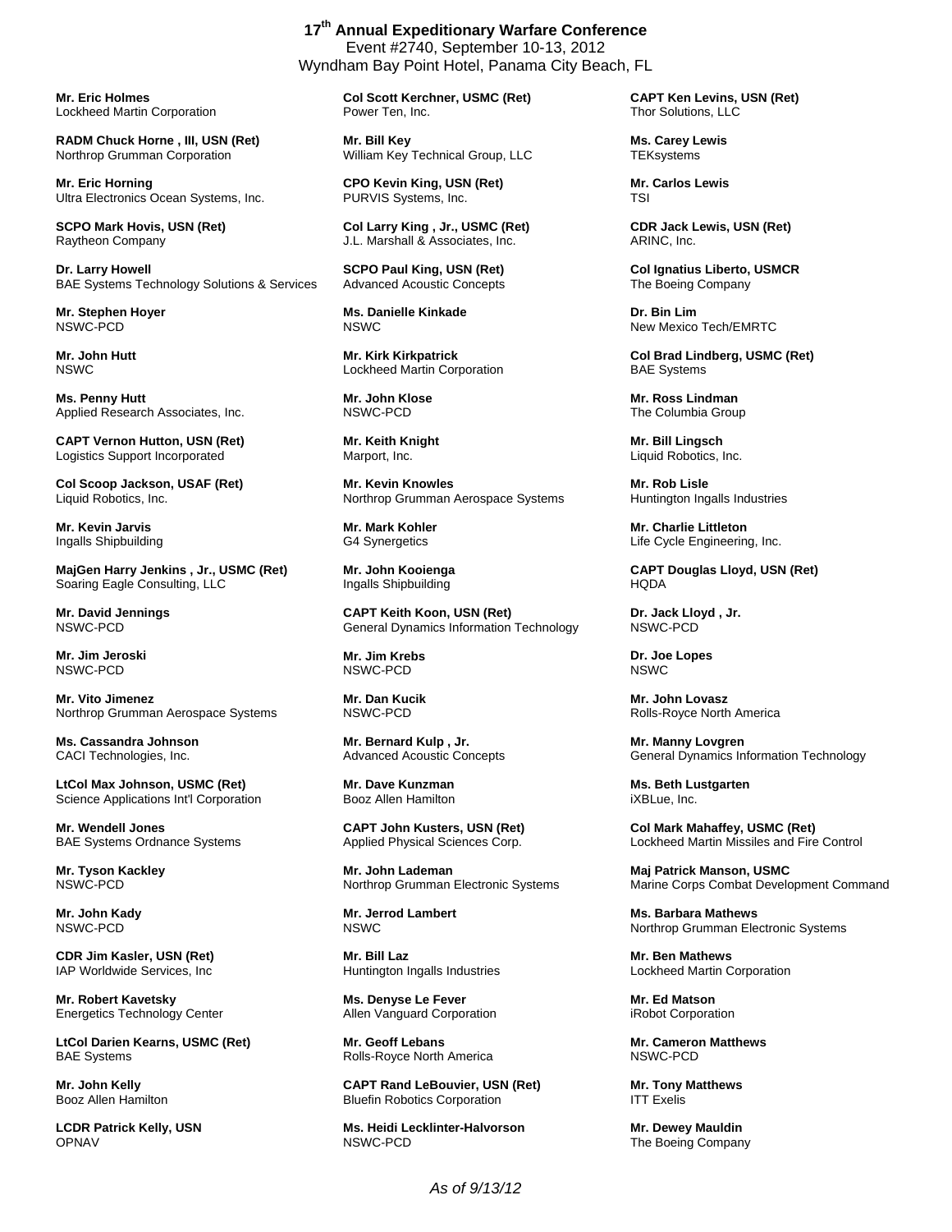**17th Annual Expeditionary Warfare Conference**
Event #2740, September 10-13, 2012
Wyndham Bay Point Hotel, Panama City Beach, FL

**Mr. Eric Holmes**
Lockheed Martin Corporation

**RADM Chuck Horne , III, USN (Ret)**
Northrop Grumman Corporation

**Mr. Eric Horning**
Ultra Electronics Ocean Systems, Inc.

**SCPO Mark Hovis, USN (Ret)**
Raytheon Company

**Dr. Larry Howell**
BAE Systems Technology Solutions & Services

**Mr. Stephen Hoyer**
NSWC-PCD

**Mr. John Hutt**
NSWC

**Ms. Penny Hutt**
Applied Research Associates, Inc.

**CAPT Vernon Hutton, USN (Ret)**
Logistics Support Incorporated

**Col Scoop Jackson, USAF (Ret)**
Liquid Robotics, Inc.

**Mr. Kevin Jarvis**
Ingalls Shipbuilding

**MajGen Harry Jenkins , Jr., USMC (Ret)**
Soaring Eagle Consulting, LLC

**Mr. David Jennings**
NSWC-PCD

**Mr. Jim Jeroski**
NSWC-PCD

**Mr. Vito Jimenez**
Northrop Grumman Aerospace Systems

**Ms. Cassandra Johnson**
CACI Technologies, Inc.

**LtCol Max Johnson, USMC (Ret)**
Science Applications Int'l Corporation

**Mr. Wendell Jones**
BAE Systems Ordnance Systems

**Mr. Tyson Kackley**
NSWC-PCD

**Mr. John Kady**
NSWC-PCD

**CDR Jim Kasler, USN (Ret)**
IAP Worldwide Services, Inc

**Mr. Robert Kavetsky**
Energetics Technology Center

**LtCol Darien Kearns, USMC (Ret)**
BAE Systems

**Mr. John Kelly**
Booz Allen Hamilton

**LCDR Patrick Kelly, USN**
OPNAV

**Col Scott Kerchner, USMC (Ret)**
Power Ten, Inc.

**Mr. Bill Key**
William Key Technical Group, LLC

**CPO Kevin King, USN (Ret)**
PURVIS Systems, Inc.

**Col Larry King , Jr., USMC (Ret)**
J.L. Marshall & Associates, Inc.

**SCPO Paul King, USN (Ret)**
Advanced Acoustic Concepts

**Ms. Danielle Kinkade**
NSWC

**Mr. Kirk Kirkpatrick**
Lockheed Martin Corporation

**Mr. John Klose**
NSWC-PCD

**Mr. Keith Knight**
Marport, Inc.

**Mr. Kevin Knowles**
Northrop Grumman Aerospace Systems

**Mr. Mark Kohler**
G4 Synergetics

**Mr. John Kooienga**
Ingalls Shipbuilding

**CAPT Keith Koon, USN (Ret)**
General Dynamics Information Technology

**Mr. Jim Krebs**
NSWC-PCD

**Mr. Dan Kucik**
NSWC-PCD

**Mr. Bernard Kulp , Jr.**
Advanced Acoustic Concepts

**Mr. Dave Kunzman**
Booz Allen Hamilton

**CAPT John Kusters, USN (Ret)**
Applied Physical Sciences Corp.

**Mr. John Lademan**
Northrop Grumman Electronic Systems

**Mr. Jerrod Lambert**
NSWC

**Mr. Bill Laz**
Huntington Ingalls Industries

**Ms. Denyse Le Fever**
Allen Vanguard Corporation

**Mr. Geoff Lebans**
Rolls-Royce North America

**CAPT Rand LeBouvier, USN (Ret)**
Bluefin Robotics Corporation

**Ms. Heidi Lecklinter-Halvorson**
NSWC-PCD

**CAPT Ken Levins, USN (Ret)**
Thor Solutions, LLC

**Ms. Carey Lewis**
TEKsystems

**Mr. Carlos Lewis**
TSI

**CDR Jack Lewis, USN (Ret)**
ARINC, Inc.

**Col Ignatius Liberto, USMCR**
The Boeing Company

**Dr. Bin Lim**
New Mexico Tech/EMRTC

**Col Brad Lindberg, USMC (Ret)**
BAE Systems

**Mr. Ross Lindman**
The Columbia Group

**Mr. Bill Lingsch**
Liquid Robotics, Inc.

**Mr. Rob Lisle**
Huntington Ingalls Industries

**Mr. Charlie Littleton**
Life Cycle Engineering, Inc.

**CAPT Douglas Lloyd, USN (Ret)**
HQDA

**Dr. Jack Lloyd , Jr.**
NSWC-PCD

**Dr. Joe Lopes**
NSWC

**Mr. John Lovasz**
Rolls-Royce North America

**Mr. Manny Lovgren**
General Dynamics Information Technology

**Ms. Beth Lustgarten**
iXBLue, Inc.

**Col Mark Mahaffey, USMC (Ret)**
Lockheed Martin Missiles and Fire Control

**Maj Patrick Manson, USMC**
Marine Corps Combat Development Command

**Ms. Barbara Mathews**
Northrop Grumman Electronic Systems

**Mr. Ben Mathews**
Lockheed Martin Corporation

**Mr. Ed Matson**
iRobot Corporation

**Mr. Cameron Matthews**
NSWC-PCD

**Mr. Tony Matthews**
ITT Exelis

**Mr. Dewey Mauldin**
The Boeing Company

*As of 9/13/12*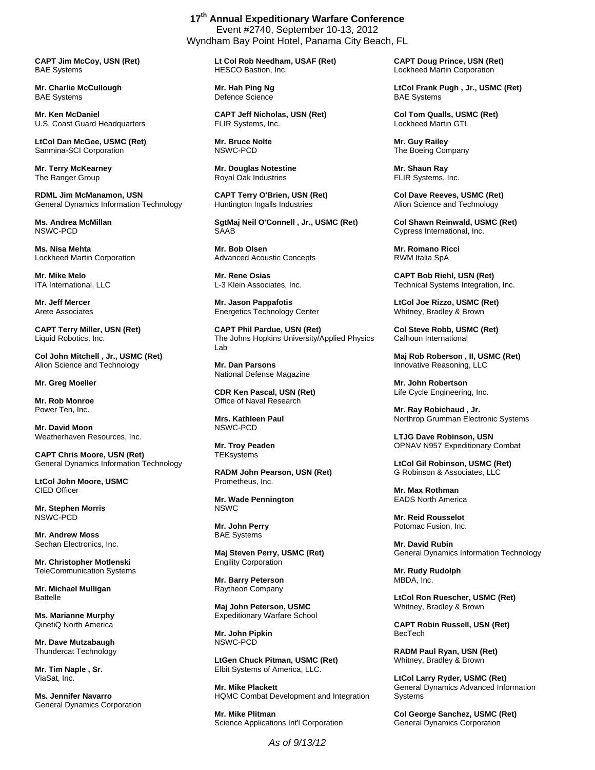**CAPT Jim McCoy, USN (Ret)**
BAE Systems

**Mr. Charlie McCullough**
BAE Systems

**Mr. Ken McDaniel**
U.S. Coast Guard Headquarters

**LtCol Dan McGee, USMC (Ret)**
Sanmina-SCI Corporation

**Mr. Terry McKearney**
The Ranger Group

**RDML Jim McManamon, USN**
General Dynamics Information Technology

**Ms. Andrea McMillan**
NSWC-PCD

**Ms. Nisa Mehta**
Lockheed Martin Corporation

**Mr. Mike Melo**
ITA International, LLC

**Mr. Jeff Mercer**
Arete Associates

**CAPT Terry Miller, USN (Ret)**
Liquid Robotics, Inc.

**Col John Mitchell , Jr., USMC (Ret)**
Alion Science and Technology

**Mr. Greg Moeller**

**Mr. Rob Monroe**
Power Ten, Inc.

**Mr. David Moon**
Weatherhaven Resources, Inc.

**CAPT Chris Moore, USN (Ret)**
General Dynamics Information Technology

**LtCol John Moore, USMC**
CIED Officer

**Mr. Stephen Morris**
NSWC-PCD

**Mr. Andrew Moss**
Sechan Electronics, Inc.

**Mr. Christopher Motlenski**
TeleCommunication Systems

**Mr. Michael Mulligan**
Battelle

**Ms. Marianne Murphy**
QinetiQ North America

**Mr. Dave Mutzabaugh**
Thundercat Technology

**Mr. Tim Naple , Sr.**
ViaSat, Inc.

**Ms. Jennifer Navarro**
General Dynamics Corporation

**Lt Col Rob Needham, USAF (Ret)**
HESCO Bastion, Inc.

**Mr. Hah Ping Ng**
Defence Science

**CAPT Jeff Nicholas, USN (Ret)**
FLIR Systems, Inc.

**Mr. Bruce Nolte**
NSWC-PCD

**Mr. Douglas Notestine**
Royal Oak Industries

**CAPT Terry O'Brien, USN (Ret)**
Huntington Ingalls Industries

**SgtMaj Neil O'Connell , Jr., USMC (Ret)**
SAAB

**Mr. Bob Olsen**
Advanced Acoustic Concepts

**Mr. Rene Osias**
L-3 Klein Associates, Inc.

**Mr. Jason Pappafotis**
Energetics Technology Center

**CAPT Phil Pardue, USN (Ret)**
The Johns Hopkins University/Applied Physics Lab

**Mr. Dan Parsons**
National Defense Magazine

**CDR Ken Pascal, USN (Ret)**
Office of Naval Research

**Mrs. Kathleen Paul**
NSWC-PCD

**Mr. Troy Peaden**
TEKsystems

**RADM John Pearson, USN (Ret)**
Prometheus, Inc.

**Mr. Wade Pennington**
NSWC

**Mr. John Perry**
BAE Systems

**Maj Steven Perry, USMC (Ret)**
Engility Corporation

**Mr. Barry Peterson**
Raytheon Company

**Maj John Peterson, USMC**
Expeditionary Warfare School

**Mr. John Pipkin**
NSWC-PCD

**LtGen Chuck Pitman, USMC (Ret)**
Elbit Systems of America, LLC.

**Mr. Mike Plackett**
HQMC Combat Development and Integration

**Mr. Mike Plitman**
Science Applications Int'l Corporation

**CAPT Doug Prince, USN (Ret)**
Lockheed Martin Corporation

**LtCol Frank Pugh , Jr., USMC (Ret)**
BAE Systems

**Col Tom Qualls, USMC (Ret)**
Lockheed Martin GTL

**Mr. Guy Railey**
The Boeing Company

**Mr. Shaun Ray**
FLIR Systems, Inc.

**Col Dave Reeves, USMC (Ret)**
Alion Science and Technology

**Col Shawn Reinwald, USMC (Ret)**
Cypress International, Inc.

**Mr. Romano Ricci**
RWM Italia SpA

**CAPT Bob Riehl, USN (Ret)**
Technical Systems Integration, Inc.

**LtCol Joe Rizzo, USMC (Ret)**
Whitney, Bradley & Brown

**Col Steve Robb, USMC (Ret)**
Calhoun International

**Maj Rob Roberson , II, USMC (Ret)**
Innovative Reasoning, LLC

**Mr. John Robertson**
Life Cycle Engineering, Inc.

**Mr. Ray Robichaud , Jr.**
Northrop Grumman Electronic Systems

**LTJG Dave Robinson, USN**
OPNAV N957 Expeditionary Combat

**LtCol Gil Robinson, USMC (Ret)**
G Robinson & Associates, LLC

**Mr. Max Rothman**
EADS North America

**Mr. Reid Rousselot**
Potomac Fusion, Inc.

**Mr. David Rubin**
General Dynamics Information Technology

**Mr. Rudy Rudolph**
MBDA, Inc.

**LtCol Ron Ruescher, USMC (Ret)**
Whitney, Bradley & Brown

**CAPT Robin Russell, USN (Ret)**
BecTech

**RADM Paul Ryan, USN (Ret)**
Whitney, Bradley & Brown

**LtCol Larry Ryder, USMC (Ret)**
General Dynamics Advanced Information Systems

**Col George Sanchez, USMC (Ret)**
General Dynamics Corporation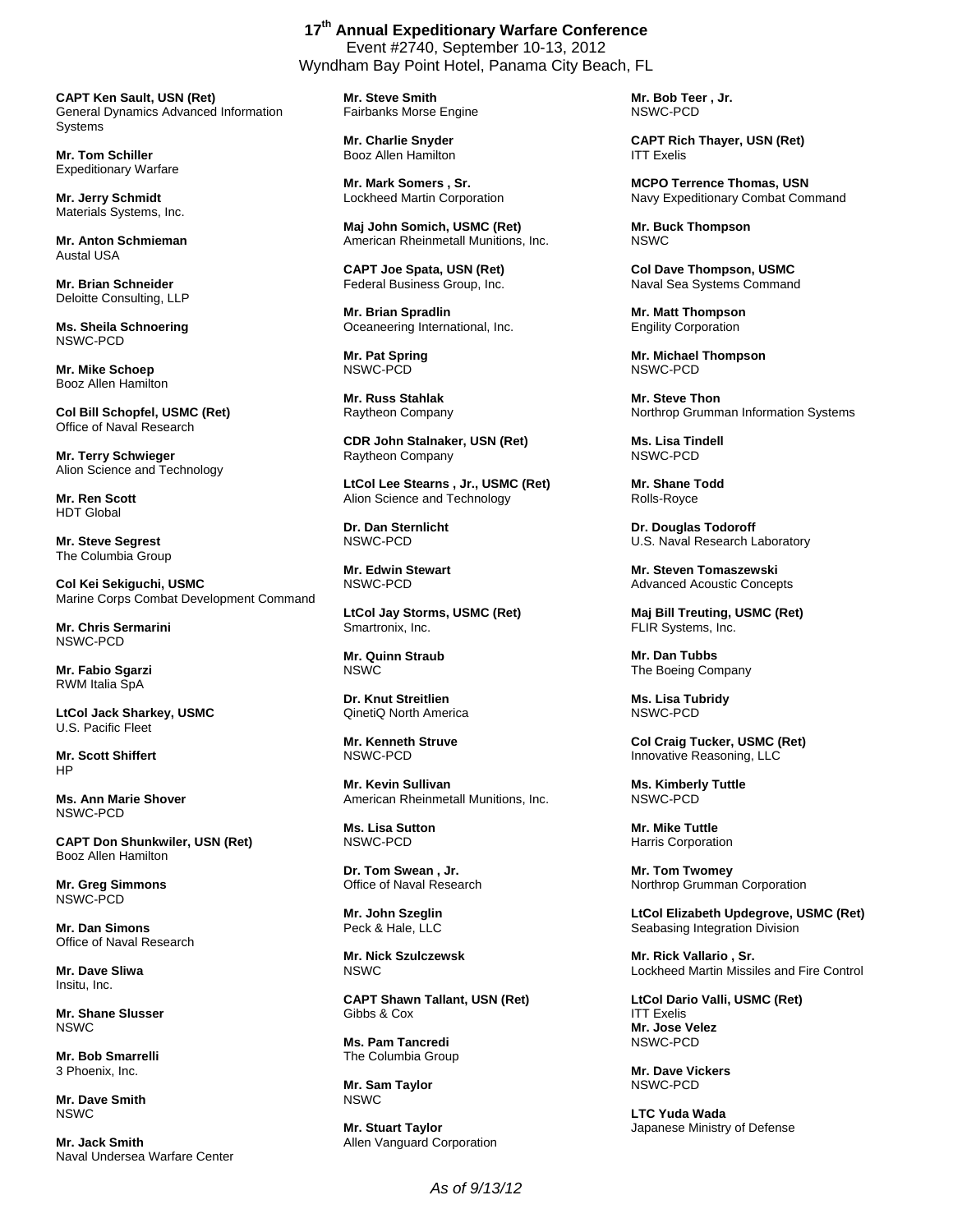**17th Annual Expeditionary Warfare Conference**
Event #2740, September 10-13, 2012
Wyndham Bay Point Hotel, Panama City Beach, FL

**CAPT Ken Sault, USN (Ret)**
General Dynamics Advanced Information Systems

**Mr. Tom Schiller**
Expeditionary Warfare

**Mr. Jerry Schmidt**
Materials Systems, Inc.

**Mr. Anton Schmieman**
Austal USA

**Mr. Brian Schneider**
Deloitte Consulting, LLP

**Ms. Sheila Schnoering**
NSWC-PCD

**Mr. Mike Schoep**
Booz Allen Hamilton

**Col Bill Schopfel, USMC (Ret)**
Office of Naval Research

**Mr. Terry Schwieger**
Alion Science and Technology

**Mr. Ren Scott**
HDT Global

**Mr. Steve Segrest**
The Columbia Group

**Col Kei Sekiguchi, USMC**
Marine Corps Combat Development Command

**Mr. Chris Sermarini**
NSWC-PCD

**Mr. Fabio Sgarzi**
RWM Italia SpA

**LtCol Jack Sharkey, USMC**
U.S. Pacific Fleet

**Mr. Scott Shiffert**
HP

**Ms. Ann Marie Shover**
NSWC-PCD

**CAPT Don Shunkwiler, USN (Ret)**
Booz Allen Hamilton

**Mr. Greg Simmons**
NSWC-PCD

**Mr. Dan Simons**
Office of Naval Research

**Mr. Dave Sliwa**
Insitu, Inc.

**Mr. Shane Slusser**
NSWC

**Mr. Bob Smarrelli**
3 Phoenix, Inc.

**Mr. Dave Smith**
NSWC

**Mr. Jack Smith**
Naval Undersea Warfare Center

**Mr. Steve Smith**
Fairbanks Morse Engine

**Mr. Charlie Snyder**
Booz Allen Hamilton

**Mr. Mark Somers , Sr.**
Lockheed Martin Corporation

**Maj John Somich, USMC (Ret)**
American Rheinmetall Munitions, Inc.

**CAPT Joe Spata, USN (Ret)**
Federal Business Group, Inc.

**Mr. Brian Spradlin**
Oceaneering International, Inc.

**Mr. Pat Spring**
NSWC-PCD

**Mr. Russ Stahlak**
Raytheon Company

**CDR John Stalnaker, USN (Ret)**
Raytheon Company

**LtCol Lee Stearns , Jr., USMC (Ret)**
Alion Science and Technology

**Dr. Dan Sternlicht**
NSWC-PCD

**Mr. Edwin Stewart**
NSWC-PCD

**LtCol Jay Storms, USMC (Ret)**
Smartronix, Inc.

**Mr. Quinn Straub**
NSWC

**Dr. Knut Streitlien**
QinetiQ North America

**Mr. Kenneth Struve**
NSWC-PCD

**Mr. Kevin Sullivan**
American Rheinmetall Munitions, Inc.

**Ms. Lisa Sutton**
NSWC-PCD

**Dr. Tom Swean , Jr.**
Office of Naval Research

**Mr. John Szeglin**
Peck & Hale, LLC

**Mr. Nick Szulczewsk**
NSWC

**CAPT Shawn Tallant, USN (Ret)**
Gibbs & Cox

**Ms. Pam Tancredi**
The Columbia Group

**Mr. Sam Taylor**
NSWC

**Mr. Stuart Taylor**
Allen Vanguard Corporation

**Mr. Bob Teer , Jr.**
NSWC-PCD

**CAPT Rich Thayer, USN (Ret)**
ITT Exelis

**MCPO Terrence Thomas, USN**
Navy Expeditionary Combat Command

**Mr. Buck Thompson**
NSWC

**Col Dave Thompson, USMC**
Naval Sea Systems Command

**Mr. Matt Thompson**
Engility Corporation

**Mr. Michael Thompson**
NSWC-PCD

**Mr. Steve Thon**
Northrop Grumman Information Systems

**Ms. Lisa Tindell**
NSWC-PCD

**Mr. Shane Todd**
Rolls-Royce

**Dr. Douglas Todoroff**
U.S. Naval Research Laboratory

**Mr. Steven Tomaszewski**
Advanced Acoustic Concepts

**Maj Bill Treuting, USMC (Ret)**
FLIR Systems, Inc.

**Mr. Dan Tubbs**
The Boeing Company

**Ms. Lisa Tubridy**
NSWC-PCD

**Col Craig Tucker, USMC (Ret)**
Innovative Reasoning, LLC

**Ms. Kimberly Tuttle**
NSWC-PCD

**Mr. Mike Tuttle**
Harris Corporation

**Mr. Tom Twomey**
Northrop Grumman Corporation

**LtCol Elizabeth Updegrove, USMC (Ret)**
Seabasing Integration Division

**Mr. Rick Vallario , Sr.**
Lockheed Martin Missiles and Fire Control

**LtCol Dario Valli, USMC (Ret)**
ITT Exelis

**Mr. Jose Velez**
NSWC-PCD

**Mr. Dave Vickers**
NSWC-PCD

**LTC Yuda Wada**
Japanese Ministry of Defense

*As of 9/13/12*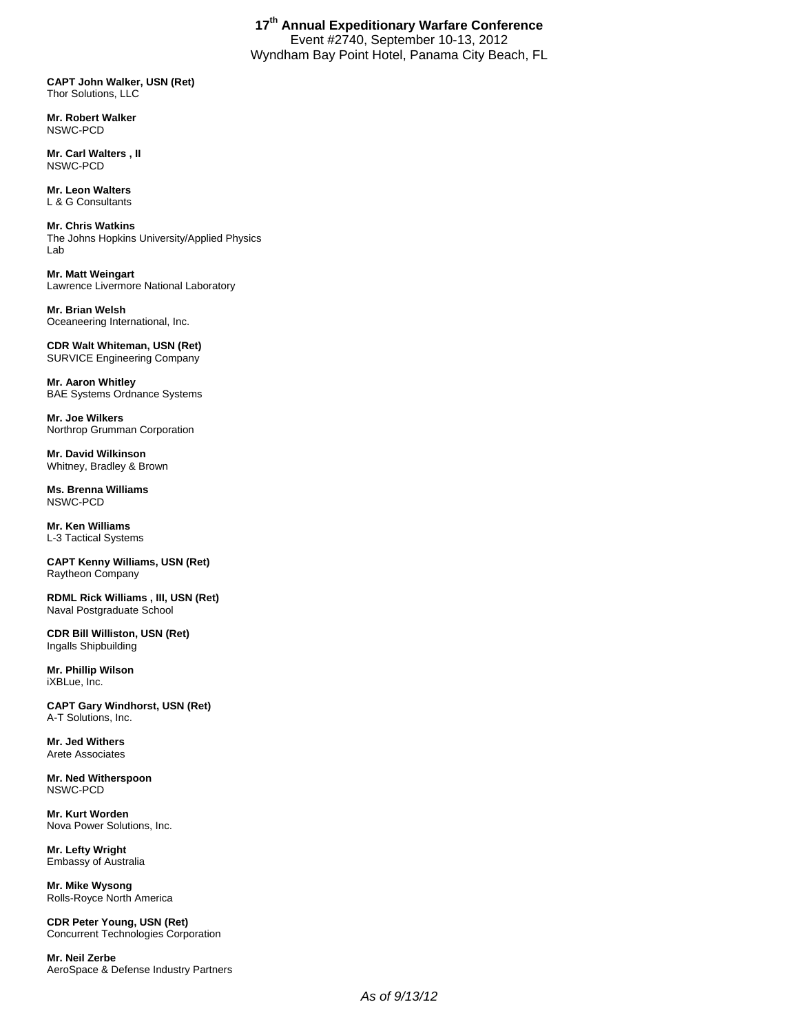**CAPT John Walker, USN (Ret)**
Thor Solutions, LLC

**Mr. Robert Walker**
NSWC-PCD

**Mr. Carl Walters , II**
NSWC-PCD

**Mr. Leon Walters**
L & G Consultants

**Mr. Chris Watkins**
The Johns Hopkins University/Applied Physics Lab

**Mr. Matt Weingart**
Lawrence Livermore National Laboratory

**Mr. Brian Welsh**
Oceaneering International, Inc.

**CDR Walt Whiteman, USN (Ret)**
SURVICE Engineering Company

**Mr. Aaron Whitley**
BAE Systems Ordnance Systems

**Mr. Joe Wilkers**
Northrop Grumman Corporation

**Mr. David Wilkinson**
Whitney, Bradley & Brown

**Ms. Brenna Williams**
NSWC-PCD

**Mr. Ken Williams**
L-3 Tactical Systems

**CAPT Kenny Williams, USN (Ret)**
Raytheon Company

**RDML Rick Williams , III, USN (Ret)**
Naval Postgraduate School

**CDR Bill Williston, USN (Ret)**
Ingalls Shipbuilding

**Mr. Phillip Wilson**
iXBLue, Inc.

**CAPT Gary Windhorst, USN (Ret)**
A-T Solutions, Inc.

**Mr. Jed Withers**
Arete Associates

**Mr. Ned Witherspoon**
NSWC-PCD

**Mr. Kurt Worden**
Nova Power Solutions, Inc.

**Mr. Lefty Wright**
Embassy of Australia

**Mr. Mike Wysong**
Rolls-Royce North America

**CDR Peter Young, USN (Ret)**
Concurrent Technologies Corporation

**Mr. Neil Zerbe**
AeroSpace & Defense Industry Partners